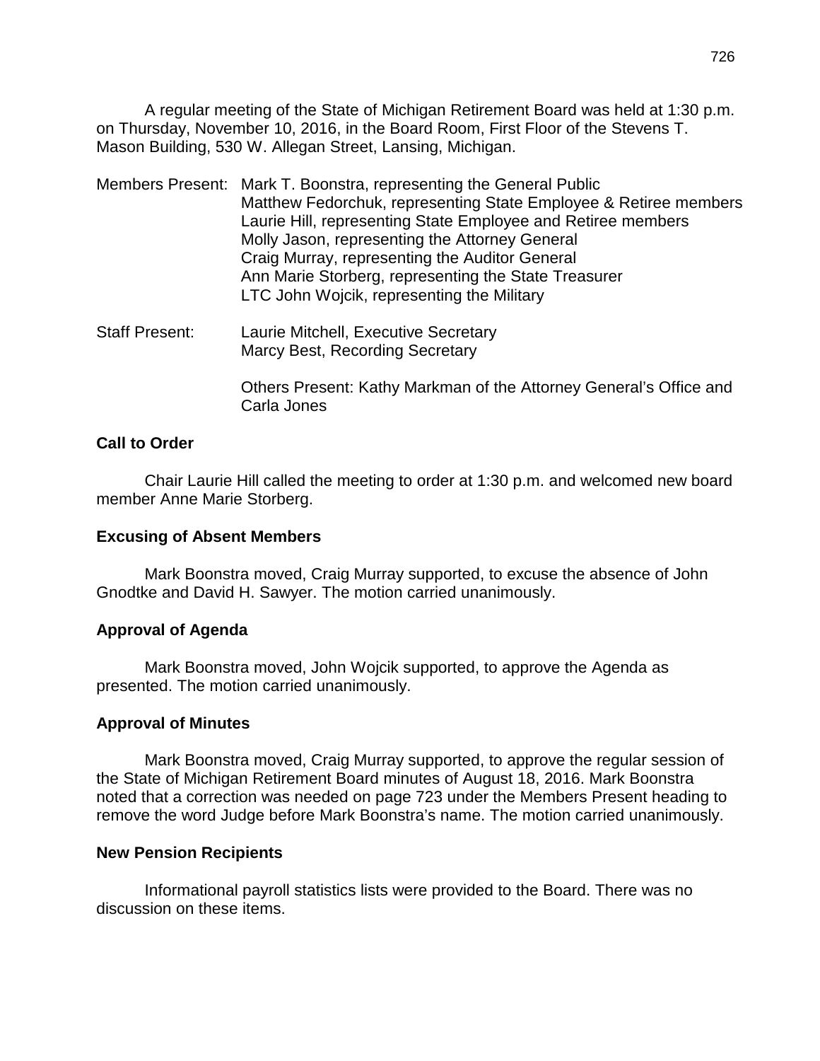A regular meeting of the State of Michigan Retirement Board was held at 1:30 p.m. on Thursday, November 10, 2016, in the Board Room, First Floor of the Stevens T. Mason Building, 530 W. Allegan Street, Lansing, Michigan.

Members Present: Mark T. Boonstra, representing the General Public
Matthew Fedorchuk, representing State Employee & Retiree members
Laurie Hill, representing State Employee and Retiree members
Molly Jason, representing the Attorney General
Craig Murray, representing the Auditor General
Ann Marie Storberg, representing the State Treasurer
LTC John Wojcik, representing the Military

Staff Present: Laurie Mitchell, Executive Secretary
Marcy Best, Recording Secretary

Others Present: Kathy Markman of the Attorney General's Office and Carla Jones

**Call to Order**

Chair Laurie Hill called the meeting to order at 1:30 p.m. and welcomed new board member Anne Marie Storberg.

**Excusing of Absent Members**

Mark Boonstra moved, Craig Murray supported, to excuse the absence of John Gnodtke and David H. Sawyer. The motion carried unanimously.

**Approval of Agenda**

Mark Boonstra moved, John Wojcik supported, to approve the Agenda as presented. The motion carried unanimously.

**Approval of Minutes**

Mark Boonstra moved, Craig Murray supported, to approve the regular session of the State of Michigan Retirement Board minutes of August 18, 2016. Mark Boonstra noted that a correction was needed on page 723 under the Members Present heading to remove the word Judge before Mark Boonstra's name. The motion carried unanimously.

**New Pension Recipients**

Informational payroll statistics lists were provided to the Board. There was no discussion on these items.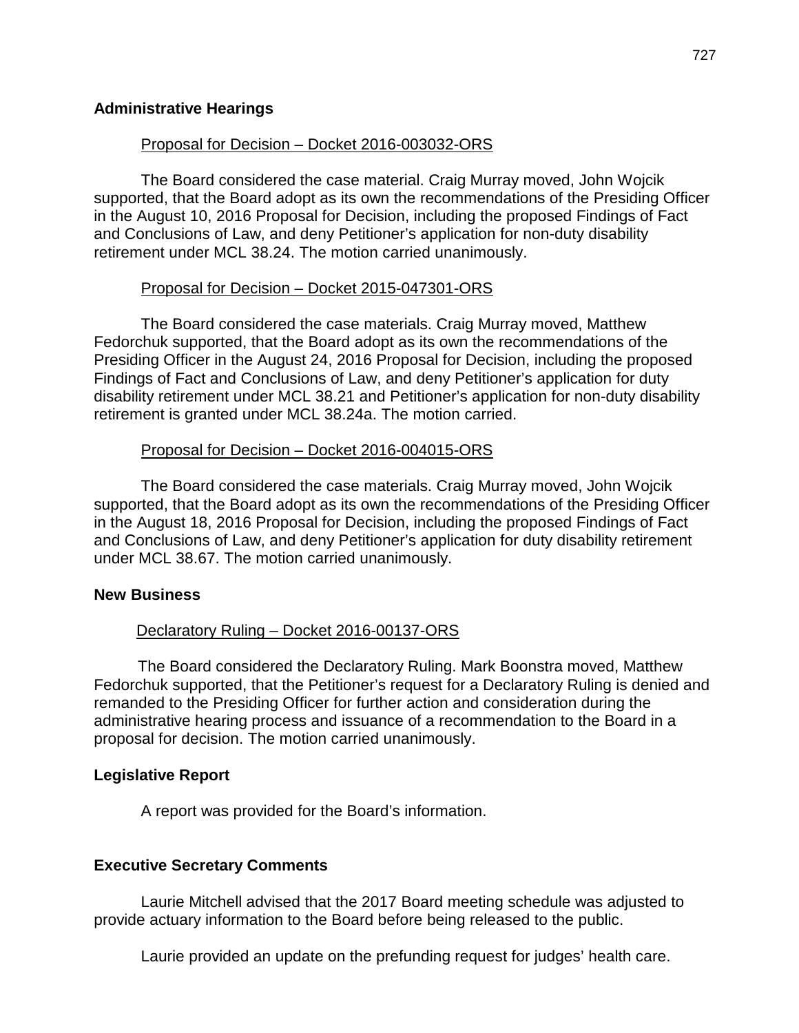## Administrative Hearings

Proposal for Decision – Docket 2016-003032-ORS

The Board considered the case material. Craig Murray moved, John Wojcik supported, that the Board adopt as its own the recommendations of the Presiding Officer in the August 10, 2016 Proposal for Decision, including the proposed Findings of Fact and Conclusions of Law, and deny Petitioner's application for non-duty disability retirement under MCL 38.24. The motion carried unanimously.

Proposal for Decision – Docket 2015-047301-ORS

The Board considered the case materials. Craig Murray moved, Matthew Fedorchuk supported, that the Board adopt as its own the recommendations of the Presiding Officer in the August 24, 2016 Proposal for Decision, including the proposed Findings of Fact and Conclusions of Law, and deny Petitioner's application for duty disability retirement under MCL 38.21 and Petitioner's application for non-duty disability retirement is granted under MCL 38.24a. The motion carried.

Proposal for Decision – Docket 2016-004015-ORS

The Board considered the case materials. Craig Murray moved, John Wojcik supported, that the Board adopt as its own the recommendations of the Presiding Officer in the August 18, 2016 Proposal for Decision, including the proposed Findings of Fact and Conclusions of Law, and deny Petitioner's application for duty disability retirement under MCL 38.67. The motion carried unanimously.

## New Business

Declaratory Ruling – Docket 2016-00137-ORS

The Board considered the Declaratory Ruling. Mark Boonstra moved, Matthew Fedorchuk supported, that the Petitioner's request for a Declaratory Ruling is denied and remanded to the Presiding Officer for further action and consideration during the administrative hearing process and issuance of a recommendation to the Board in a proposal for decision. The motion carried unanimously.

## Legislative Report

A report was provided for the Board's information.

## Executive Secretary Comments

Laurie Mitchell advised that the 2017 Board meeting schedule was adjusted to provide actuary information to the Board before being released to the public.

Laurie provided an update on the prefunding request for judges' health care.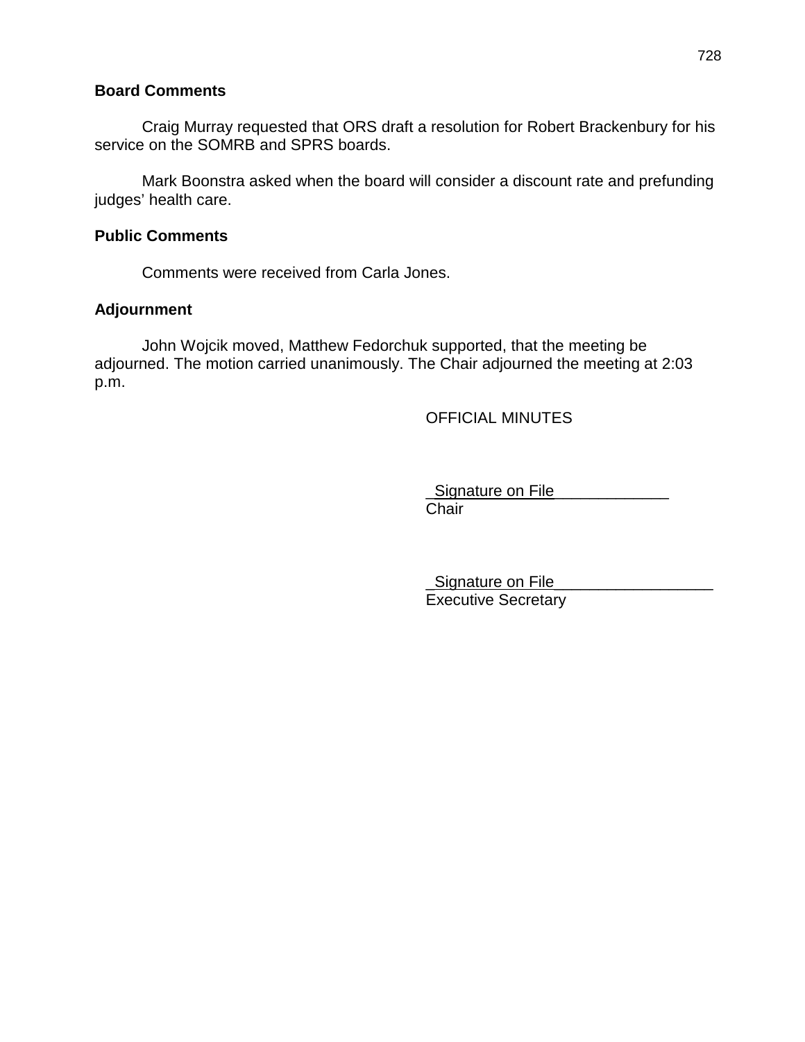**Board Comments**

Craig Murray requested that ORS draft a resolution for Robert Brackenbury for his service on the SOMRB and SPRS boards.

Mark Boonstra asked when the board will consider a discount rate and prefunding judges' health care.

**Public Comments**

Comments were received from Carla Jones.

**Adjournment**

John Wojcik moved, Matthew Fedorchuk supported, that the meeting be adjourned. The motion carried unanimously. The Chair adjourned the meeting at 2:03 p.m.

OFFICIAL MINUTES

_Signature on File_____________
Chair

_Signature on File__________________
Executive Secretary